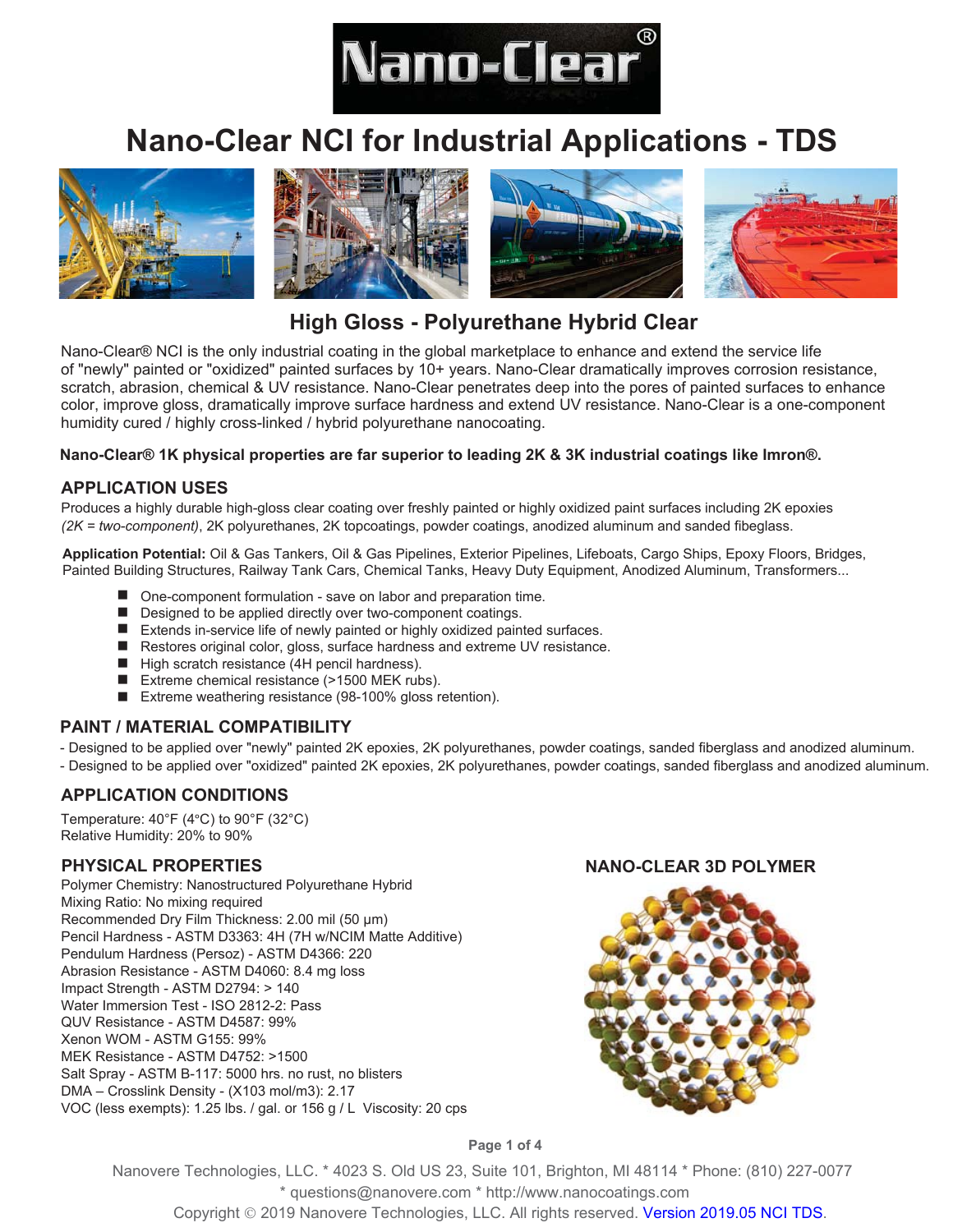# Nano-Clear NCI for Industrial Applications - TDS

## High Gloss - Polyurethane Hybrid Clear

Nano-Clear® NCI is the only industrial coating in the global marketplace to enhance and extend the service life of "newly" painted or "oxidized" painted surfaces by 10+ years. Nano-Clear dramatically improves corrosion resistance, scratch, abrasion, chemical & UV resistance. Nano-Clear penetrates deep into the pores of painted surfaces to enhance color, improve gloss, dramatically improve surface hardness and extend UV resistance. Nano-Clear is a one-component humidity cured / highly cross-linked / hybrid polyurethane nanocoating.

**Nano-Clear® 1K physical properties are far superior to leading 2K & 3K industrial coatings like Imron®.**

## APPLICATION USES

Produces a highly durable high-gloss clear coating over freshly painted or highly oxidized paint surfaces including 2K epoxies *(2K = two-component)*, 2K polyurethanes, 2K topcoatings, powder coatings, anodized aluminum and sanded fibeglass.

**Application Potential:** Oil & Gas Tankers, Oil & Gas Pipelines, Exterior Pipelines, Lifeboats, Cargo Ships, Epoxy Floors, Bridges, Painted Building Structures, Railway Tank Cars, Chemical Tanks, Heavy Duty Equipment, Anodized Aluminum, Transformers...

- One-component formulation - save on labor and preparation time.
- Designed to be applied directly over two-component coatings.
- Extends in-service life of newly painted or highly oxidized painted surfaces.
- Restores original color, gloss, surface hardness and extreme UV resistance.
- High scratch resistance (4H pencil hardness).
- Extreme chemical resistance (>1500 MEK rubs).
- Extreme weathering resistance (98-100% gloss retention).

## PAINT / MATERIAL COMPATIBILITY

- Designed to be applied over "newly" painted 2K epoxies, 2K polyurethanes, powder coatings, sanded fiberglass and anodized aluminum.
- Designed to be applied over "oxidized" painted 2K epoxies, 2K polyurethanes, powder coatings, sanded fiberglass and anodized aluminum.

## APPLICATION CONDITIONS

Temperature: 40°F (4°C) to 90°F (32°C)
Relative Humidity: 20% to 90%

## PHYSICAL PROPERTIES

Polymer Chemistry: Nanostructured Polyurethane Hybrid
Mixing Ratio: No mixing required
Recommended Dry Film Thickness: 2.00 mil (50 µm)
Pencil Hardness - ASTM D3363: 4H (7H w/NCIM Matte Additive)
Pendulum Hardness (Persoz) - ASTM D4366: 220
Abrasion Resistance - ASTM D4060: 8.4 mg loss
Impact Strength - ASTM D2794: > 140
Water Immersion Test - ISO 2812-2: Pass
QUV Resistance - ASTM D4587: 99%
Xenon WOM - ASTM G155: 99%
MEK Resistance - ASTM D4752: >1500
Salt Spray - ASTM B-117: 5000 hrs. no rust, no blisters
DMA – Crosslink Density - (X103 mol/m3): 2.17
VOC (less exempts): 1.25 lbs. / gal. or 156 g / L Viscosity: 20 cps

## NANO-CLEAR 3D POLYMER

Nanovere Technologies, LLC. * 4023 S. Old US 23, Suite 101, Brighton, MI 48114 * Phone: (810) 227-0077
* questions@nanovere.com * http://www.nanocoatings.com
Copyright © 2019 Nanovere Technologies, LLC. All rights reserved. Version 2019.05 NCI TDS.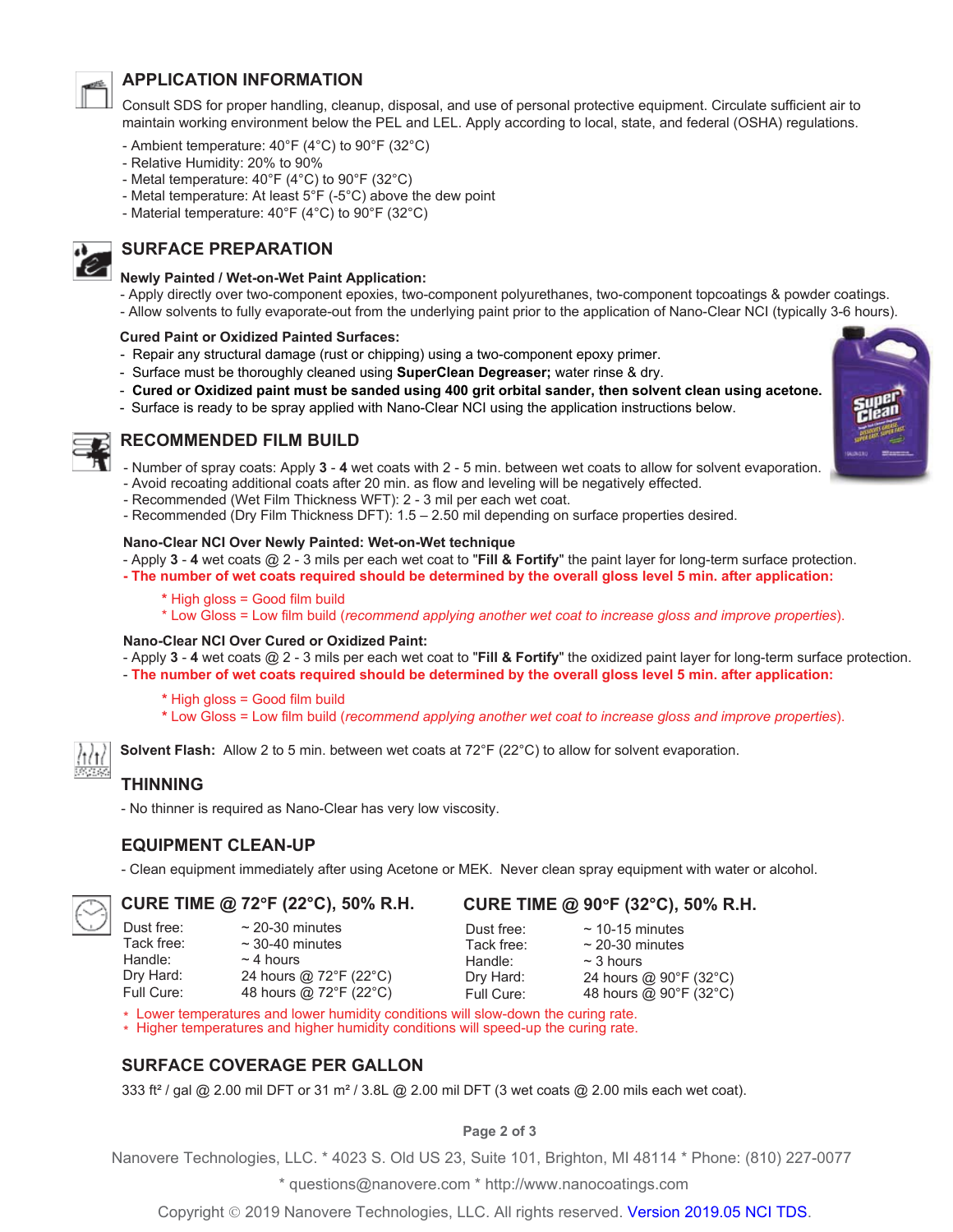## APPLICATION INFORMATION

Consult SDS for proper handling, cleanup, disposal, and use of personal protective equipment. Circulate sufficient air to maintain working environment below the PEL and LEL. Apply according to local, state, and federal (OSHA) regulations.

- Ambient temperature: 40°F (4°C) to 90°F (32°C)
- Relative Humidity: 20% to 90%
- Metal temperature: 40°F (4°C) to 90°F (32°C)
- Metal temperature: At least 5°F (-5°C) above the dew point
- Material temperature: 40°F (4°C) to 90°F (32°C)

## SURFACE PREPARATION

**Newly Painted / Wet-on-Wet Paint Application:**

- Apply directly over two-component epoxies, two-component polyurethanes, two-component topcoatings & powder coatings.
- Allow solvents to fully evaporate-out from the underlying paint prior to the application of Nano-Clear NCI (typically 3-6 hours).

**Cured Paint or Oxidized Painted Surfaces:**

- Repair any structural damage (rust or chipping) using a two-component epoxy primer.
- Surface must be thoroughly cleaned using **SuperClean Degreaser;** water rinse & dry.
- **Cured or Oxidized paint must be sanded using 400 grit orbital sander, then solvent clean using acetone.**
- Surface is ready to be spray applied with Nano-Clear NCI using the application instructions below.

## RECOMMENDED FILM BUILD

- Number of spray coats: Apply **3** - **4** wet coats with 2 - 5 min. between wet coats to allow for solvent evaporation.
- Avoid recoating additional coats after 20 min. as flow and leveling will be negatively effected.
- Recommended (Wet Film Thickness WFT): 2 - 3 mil per each wet coat.
- Recommended (Dry Film Thickness DFT): 1.5 – 2.50 mil depending on surface properties desired.

**Nano-Clear NCI Over Newly Painted: Wet-on-Wet technique**

- Apply **3** - **4** wet coats @ 2 - 3 mils per each wet coat to "**Fill & Fortify**" the paint layer for long-term surface protection.
- **The number of wet coats required should be determined by the overall gloss level 5 min. after application:**

  * High gloss = Good film build
  * Low Gloss = Low film build (*recommend applying another wet coat to increase gloss and improve properties*).

**Nano-Clear NCI Over Cured or Oxidized Paint:**

- Apply **3** - **4** wet coats @ 2 - 3 mils per each wet coat to "**Fill & Fortify**" the oxidized paint layer for long-term surface protection.
- **The number of wet coats required should be determined by the overall gloss level 5 min. after application:**

  * High gloss = Good film build
  * Low Gloss = Low film build (*recommend applying another wet coat to increase gloss and improve properties*).

**Solvent Flash:** Allow 2 to 5 min. between wet coats at 72°F (22°C) to allow for solvent evaporation.

## THINNING

- No thinner is required as Nano-Clear has very low viscosity.

## EQUIPMENT CLEAN-UP

- Clean equipment immediately after using Acetone or MEK. Never clean spray equipment with water or alcohol.

## CURE TIME @ 72°F (22°C), 50% R.H.

| | |
|---|---|
| Dust free: | ~ 20-30 minutes |
| Tack free: | ~ 30-40 minutes |
| Handle: | ~ 4 hours |
| Dry Hard: | 24 hours @ 72°F (22°C) |
| Full Cure: | 48 hours @ 72°F (22°C) |

## CURE TIME @ 90°F (32°C), 50% R.H.

| | |
|---|---|
| Dust free: | ~ 10-15 minutes |
| Tack free: | ~ 20-30 minutes |
| Handle: | ~ 3 hours |
| Dry Hard: | 24 hours @ 90°F (32°C) |
| Full Cure: | 48 hours @ 90°F (32°C) |

* Lower temperatures and lower humidity conditions will slow-down the curing rate.
* Higher temperatures and higher humidity conditions will speed-up the curing rate.

## SURFACE COVERAGE PER GALLON

333 ft² / gal @ 2.00 mil DFT or 31 m² / 3.8L @ 2.00 mil DFT (3 wet coats @ 2.00 mils each wet coat).

Nanovere Technologies, LLC. * 4023 S. Old US 23, Suite 101, Brighton, MI 48114 * Phone: (810) 227-0077

* questions@nanovere.com * http://www.nanocoatings.com

Copyright © 2019 Nanovere Technologies, LLC. All rights reserved. Version 2019.05 NCI TDS.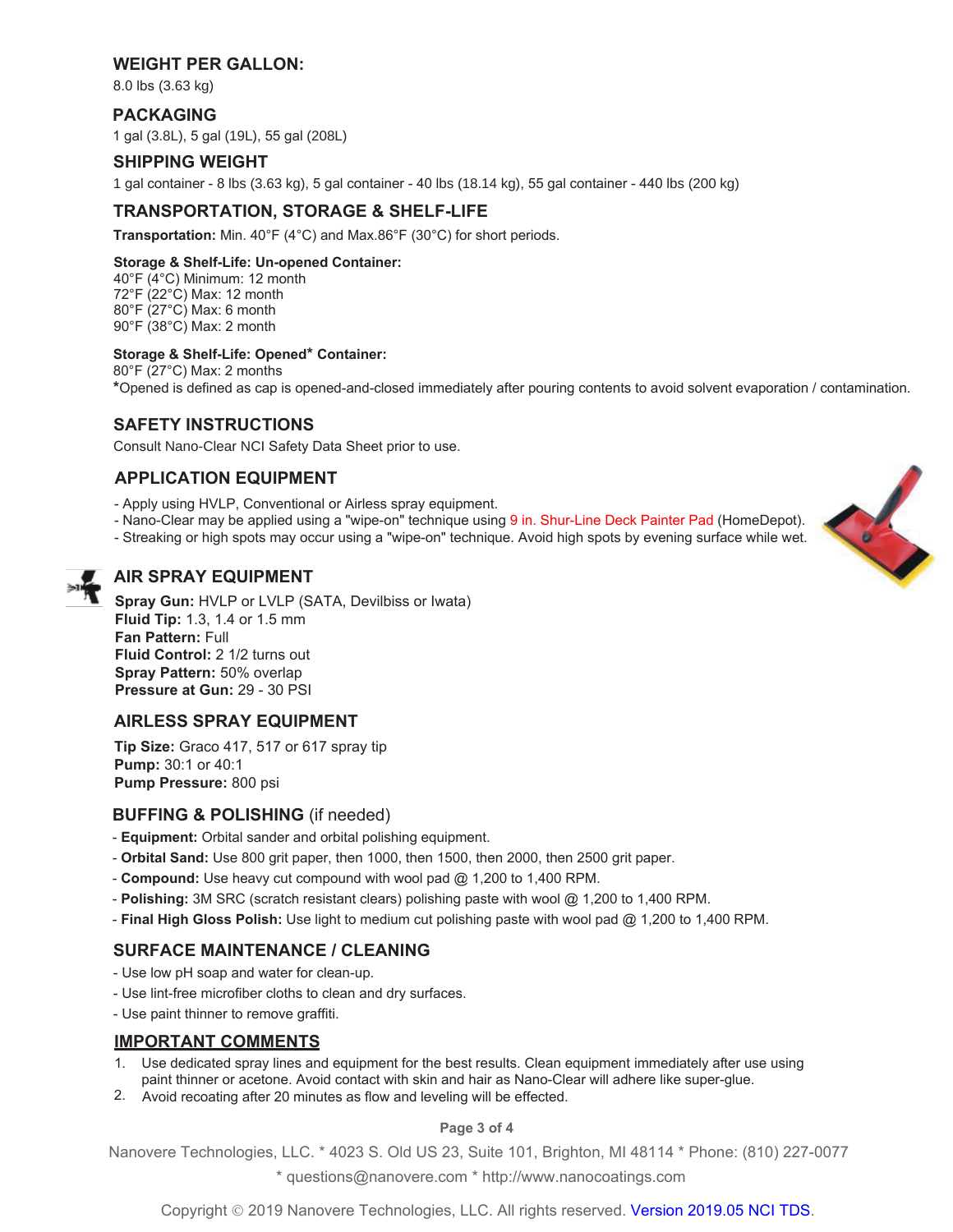## WEIGHT PER GALLON:

8.0 lbs (3.63 kg)

## PACKAGING

1 gal (3.8L), 5 gal (19L), 55 gal (208L)

## SHIPPING WEIGHT

1 gal container - 8 lbs (3.63 kg), 5 gal container - 40 lbs (18.14 kg), 55 gal container - 440 lbs (200 kg)

## TRANSPORTATION, STORAGE & SHELF-LIFE

**Transportation:** Min. 40°F (4°C) and Max.86°F (30°C) for short periods.

**Storage & Shelf-Life: Un-opened Container:**
40°F (4°C) Minimum: 12 month
72°F (22°C) Max: 12 month
80°F (27°C) Max: 6 month
90°F (38°C) Max: 2 month

**Storage & Shelf-Life: Opened* Container:**
80°F (27°C) Max: 2 months
***Opened is defined as cap is opened-and-closed immediately after pouring contents to avoid solvent evaporation / contamination.

## SAFETY INSTRUCTIONS

Consult Nano-Clear NCI Safety Data Sheet prior to use.

## APPLICATION EQUIPMENT

- Apply using HVLP, Conventional or Airless spray equipment.
- Nano-Clear may be applied using a "wipe-on" technique using 9 in. Shur-Line Deck Painter Pad (HomeDepot).
- Streaking or high spots may occur using a "wipe-on" technique. Avoid high spots by evening surface while wet.

## AIR SPRAY EQUIPMENT

**Spray Gun:** HVLP or LVLP (SATA, Devilbiss or Iwata)
**Fluid Tip:** 1.3, 1.4 or 1.5 mm
**Fan Pattern:** Full
**Fluid Control:** 2 1/2 turns out
**Spray Pattern:** 50% overlap
**Pressure at Gun:** 29 - 30 PSI

## AIRLESS SPRAY EQUIPMENT

**Tip Size:** Graco 417, 517 or 617 spray tip
**Pump:** 30:1 or 40:1
**Pump Pressure:** 800 psi

## BUFFING & POLISHING (if needed)

- **Equipment:** Orbital sander and orbital polishing equipment.
- **Orbital Sand:** Use 800 grit paper, then 1000, then 1500, then 2000, then 2500 grit paper.
- **Compound:** Use heavy cut compound with wool pad @ 1,200 to 1,400 RPM.
- **Polishing:** 3M SRC (scratch resistant clears) polishing paste with wool @ 1,200 to 1,400 RPM.
- **Final High Gloss Polish:** Use light to medium cut polishing paste with wool pad @ 1,200 to 1,400 RPM.

## SURFACE MAINTENANCE / CLEANING

- Use low pH soap and water for clean-up.
- Use lint-free microfiber cloths to clean and dry surfaces.
- Use paint thinner to remove graffiti.

## IMPORTANT COMMENTS

1. Use dedicated spray lines and equipment for the best results. Clean equipment immediately after use using paint thinner or acetone. Avoid contact with skin and hair as Nano-Clear will adhere like super-glue.
2. Avoid recoating after 20 minutes as flow and leveling will be effected.

Nanovere Technologies, LLC. * 4023 S. Old US 23, Suite 101, Brighton, MI 48114 * Phone: (810) 227-0077
* questions@nanovere.com * http://www.nanocoatings.com

Copyright © 2019 Nanovere Technologies, LLC. All rights reserved. Version 2019.05 NCI TDS.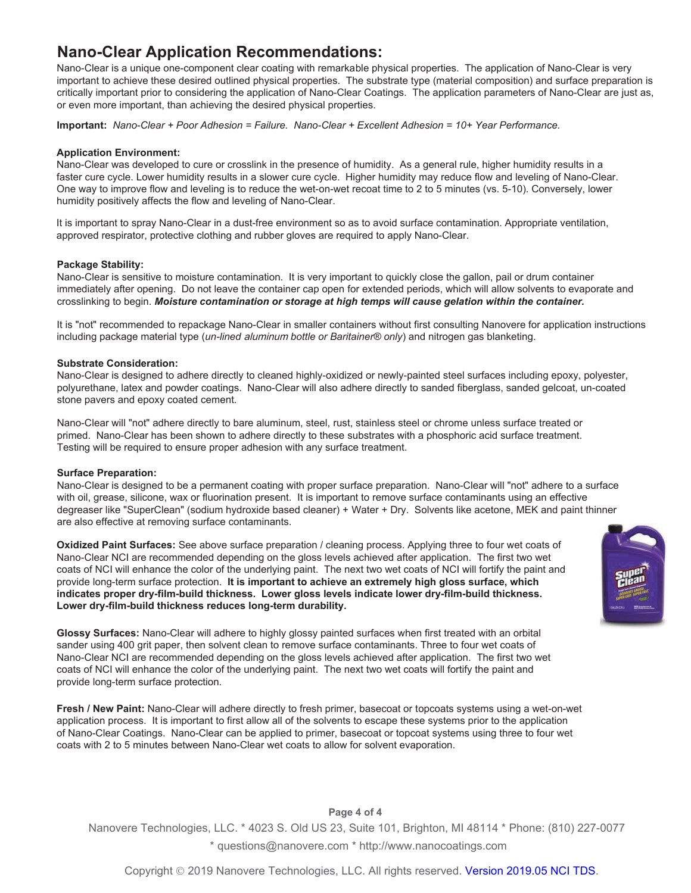# Nano-Clear Application Recommendations:

Nano-Clear is a unique one-component clear coating with remarkable physical properties. The application of Nano-Clear is very important to achieve these desired outlined physical properties. The substrate type (material composition) and surface preparation is critically important prior to considering the application of Nano-Clear Coatings. The application parameters of Nano-Clear are just as, or even more important, than achieving the desired physical properties.

**Important:** *Nano-Clear + Poor Adhesion = Failure. Nano-Clear + Excellent Adhesion = 10+ Year Performance.*

**Application Environment:**
Nano-Clear was developed to cure or crosslink in the presence of humidity. As a general rule, higher humidity results in a faster cure cycle. Lower humidity results in a slower cure cycle. Higher humidity may reduce flow and leveling of Nano-Clear. One way to improve flow and leveling is to reduce the wet-on-wet recoat time to 2 to 5 minutes (vs. 5-10). Conversely, lower humidity positively affects the flow and leveling of Nano-Clear.

It is important to spray Nano-Clear in a dust-free environment so as to avoid surface contamination. Appropriate ventilation, approved respirator, protective clothing and rubber gloves are required to apply Nano-Clear.

**Package Stability:**
Nano-Clear is sensitive to moisture contamination. It is very important to quickly close the gallon, pail or drum container immediately after opening. Do not leave the container cap open for extended periods, which will allow solvents to evaporate and crosslinking to begin. ***Moisture contamination or storage at high temps will cause gelation within the container.***

It is "not" recommended to repackage Nano-Clear in smaller containers without first consulting Nanovere for application instructions including package material type (*un-lined aluminum bottle or Baritainer® only*) and nitrogen gas blanketing.

**Substrate Consideration:**
Nano-Clear is designed to adhere directly to cleaned highly-oxidized or newly-painted steel surfaces including epoxy, polyester, polyurethane, latex and powder coatings. Nano-Clear will also adhere directly to sanded fiberglass, sanded gelcoat, un-coated stone pavers and epoxy coated cement.

Nano-Clear will "not" adhere directly to bare aluminum, steel, rust, stainless steel or chrome unless surface treated or primed. Nano-Clear has been shown to adhere directly to these substrates with a phosphoric acid surface treatment. Testing will be required to ensure proper adhesion with any surface treatment.

**Surface Preparation:**
Nano-Clear is designed to be a permanent coating with proper surface preparation. Nano-Clear will "not" adhere to a surface with oil, grease, silicone, wax or fluorination present. It is important to remove surface contaminants using an effective degreaser like "SuperClean" (sodium hydroxide based cleaner) + Water + Dry. Solvents like acetone, MEK and paint thinner are also effective at removing surface contaminants.

**Oxidized Paint Surfaces:** See above surface preparation / cleaning process. Applying three to four wet coats of Nano-Clear NCI are recommended depending on the gloss levels achieved after application. The first two wet coats of NCI will enhance the color of the underlying paint. The next two wet coats of NCI will fortify the paint and provide long-term surface protection. **It is important to achieve an extremely high gloss surface, which indicates proper dry-film-build thickness. Lower gloss levels indicate lower dry-film-build thickness. Lower dry-film-build thickness reduces long-term durability.**

**Glossy Surfaces:** Nano-Clear will adhere to highly glossy painted surfaces when first treated with an orbital sander using 400 grit paper, then solvent clean to remove surface contaminants. Three to four wet coats of Nano-Clear NCI are recommended depending on the gloss levels achieved after application. The first two wet coats of NCI will enhance the color of the underlying paint. The next two wet coats will fortify the paint and provide long-term surface protection.

**Fresh / New Paint:** Nano-Clear will adhere directly to fresh primer, basecoat or topcoats systems using a wet-on-wet application process. It is important to first allow all of the solvents to escape these systems prior to the application of Nano-Clear Coatings. Nano-Clear can be applied to primer, basecoat or topcoat systems using three to four wet coats with 2 to 5 minutes between Nano-Clear wet coats to allow for solvent evaporation.

Nanovere Technologies, LLC. * 4023 S. Old US 23, Suite 101, Brighton, MI 48114 * Phone: (810) 227-0077
* questions@nanovere.com * http://www.nanocoatings.com

Copyright © 2019 Nanovere Technologies, LLC. All rights reserved. Version 2019.05 NCI TDS.